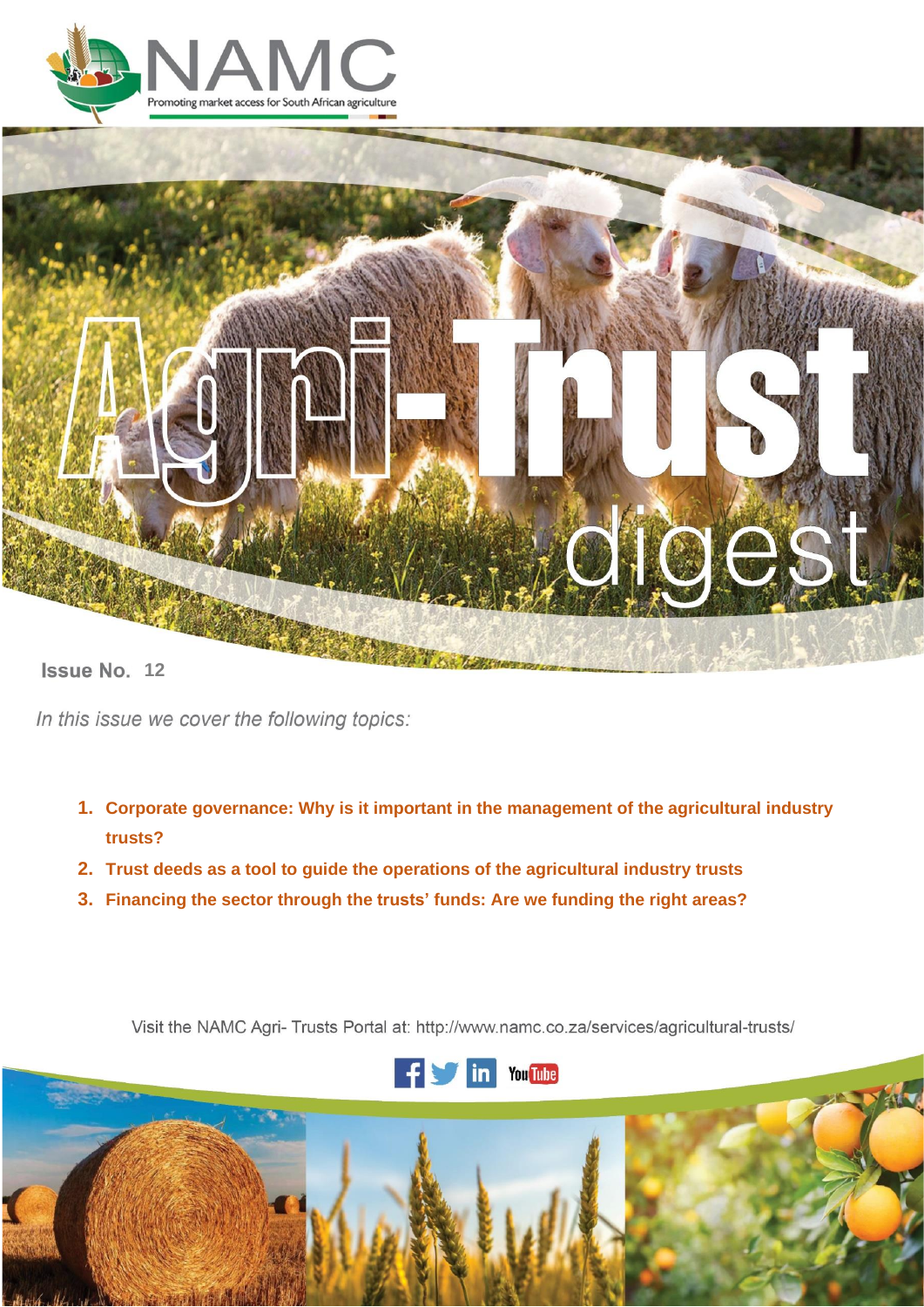# NAMC

Promoting market access for South African agriculture

# Agri-Trust digest

**Issue No. 12**

*In this issue we cover the following topics:*

1. **Corporate governance: Why is it important in the management of the agricultural industry trusts?**
2. **Trust deeds as a tool to guide the operations of the agricultural industry trusts**
3. **Financing the sector through the trusts' funds: Are we funding the right areas?**

Visit the NAMC Agri- Trusts Portal at: http://www.namc.co.za/services/agricultural-trusts/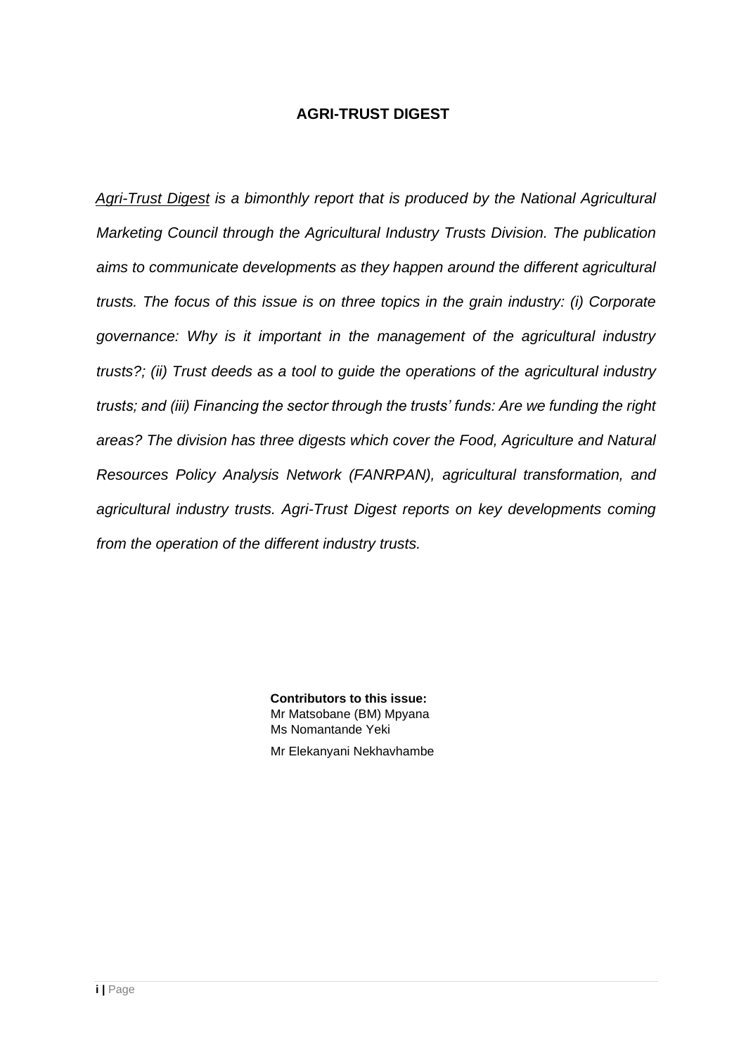# AGRI-TRUST DIGEST

*<u>Agri-Trust Digest</u> is a bimonthly report that is produced by the National Agricultural Marketing Council through the Agricultural Industry Trusts Division. The publication aims to communicate developments as they happen around the different agricultural trusts. The focus of this issue is on three topics in the grain industry: (i) Corporate governance: Why is it important in the management of the agricultural industry trusts?; (ii) Trust deeds as a tool to guide the operations of the agricultural industry trusts; and (iii) Financing the sector through the trusts' funds: Are we funding the right areas? The division has three digests which cover the Food, Agriculture and Natural Resources Policy Analysis Network (FANRPAN), agricultural transformation, and agricultural industry trusts. Agri-Trust Digest reports on key developments coming from the operation of the different industry trusts.*

**Contributors to this issue:**
Mr Matsobane (BM) Mpyana
Ms Nomantande Yeki
Mr Elekanyani Nekhavhambe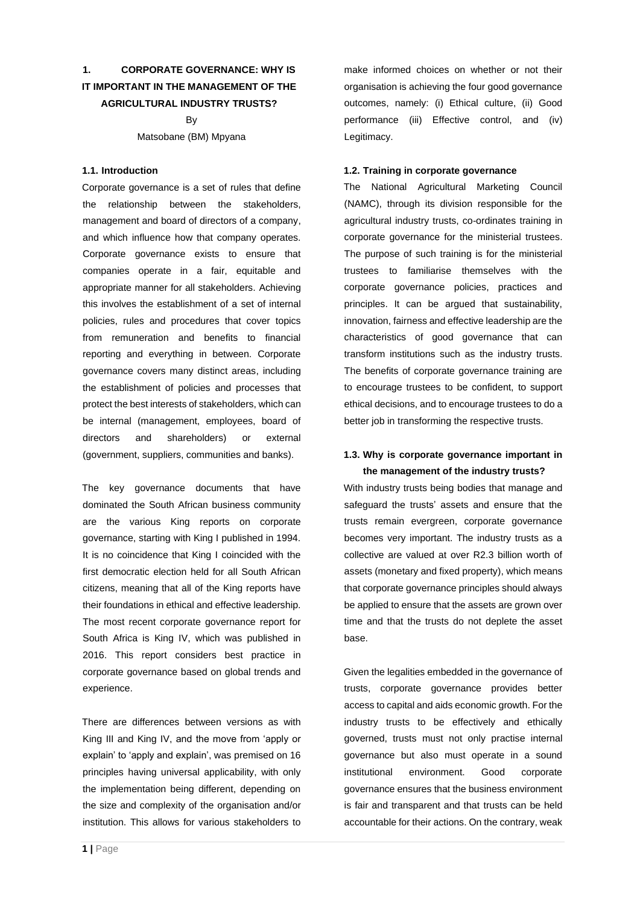# 1. CORPORATE GOVERNANCE: WHY IS IT IMPORTANT IN THE MANAGEMENT OF THE AGRICULTURAL INDUSTRY TRUSTS?

By

Matsobane (BM) Mpyana

## 1.1. Introduction

Corporate governance is a set of rules that define the relationship between the stakeholders, management and board of directors of a company, and which influence how that company operates. Corporate governance exists to ensure that companies operate in a fair, equitable and appropriate manner for all stakeholders. Achieving this involves the establishment of a set of internal policies, rules and procedures that cover topics from remuneration and benefits to financial reporting and everything in between. Corporate governance covers many distinct areas, including the establishment of policies and processes that protect the best interests of stakeholders, which can be internal (management, employees, board of directors and shareholders) or external (government, suppliers, communities and banks).

The key governance documents that have dominated the South African business community are the various King reports on corporate governance, starting with King I published in 1994. It is no coincidence that King I coincided with the first democratic election held for all South African citizens, meaning that all of the King reports have their foundations in ethical and effective leadership. The most recent corporate governance report for South Africa is King IV, which was published in 2016. This report considers best practice in corporate governance based on global trends and experience.

There are differences between versions as with King III and King IV, and the move from 'apply or explain' to 'apply and explain', was premised on 16 principles having universal applicability, with only the implementation being different, depending on the size and complexity of the organisation and/or institution. This allows for various stakeholders to make informed choices on whether or not their organisation is achieving the four good governance outcomes, namely: (i) Ethical culture, (ii) Good performance (iii) Effective control, and (iv) Legitimacy.

## 1.2. Training in corporate governance

The National Agricultural Marketing Council (NAMC), through its division responsible for the agricultural industry trusts, co-ordinates training in corporate governance for the ministerial trustees. The purpose of such training is for the ministerial trustees to familiarise themselves with the corporate governance policies, practices and principles. It can be argued that sustainability, innovation, fairness and effective leadership are the characteristics of good governance that can transform institutions such as the industry trusts. The benefits of corporate governance training are to encourage trustees to be confident, to support ethical decisions, and to encourage trustees to do a better job in transforming the respective trusts.

## 1.3. Why is corporate governance important in the management of the industry trusts?

With industry trusts being bodies that manage and safeguard the trusts' assets and ensure that the trusts remain evergreen, corporate governance becomes very important. The industry trusts as a collective are valued at over R2.3 billion worth of assets (monetary and fixed property), which means that corporate governance principles should always be applied to ensure that the assets are grown over time and that the trusts do not deplete the asset base.

Given the legalities embedded in the governance of trusts, corporate governance provides better access to capital and aids economic growth. For the industry trusts to be effectively and ethically governed, trusts must not only practise internal governance but also must operate in a sound institutional environment. Good corporate governance ensures that the business environment is fair and transparent and that trusts can be held accountable for their actions. On the contrary, weak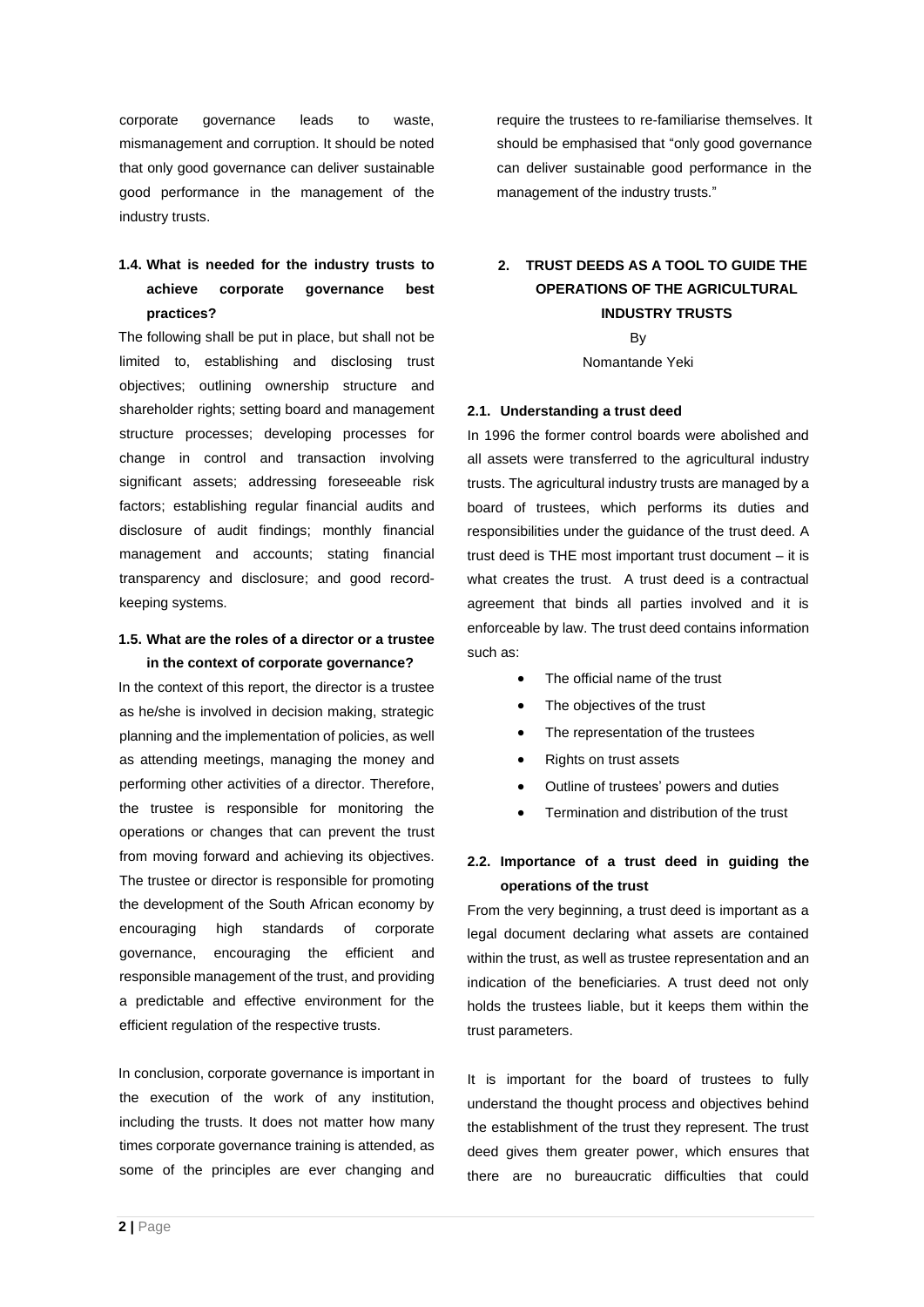corporate governance leads to waste, mismanagement and corruption. It should be noted that only good governance can deliver sustainable good performance in the management of the industry trusts.

### 1.4. What is needed for the industry trusts to achieve corporate governance best practices?

The following shall be put in place, but shall not be limited to, establishing and disclosing trust objectives; outlining ownership structure and shareholder rights; setting board and management structure processes; developing processes for change in control and transaction involving significant assets; addressing foreseeable risk factors; establishing regular financial audits and disclosure of audit findings; monthly financial management and accounts; stating financial transparency and disclosure; and good record-keeping systems.

### 1.5. What are the roles of a director or a trustee in the context of corporate governance?

In the context of this report, the director is a trustee as he/she is involved in decision making, strategic planning and the implementation of policies, as well as attending meetings, managing the money and performing other activities of a director. Therefore, the trustee is responsible for monitoring the operations or changes that can prevent the trust from moving forward and achieving its objectives. The trustee or director is responsible for promoting the development of the South African economy by encouraging high standards of corporate governance, encouraging the efficient and responsible management of the trust, and providing a predictable and effective environment for the efficient regulation of the respective trusts.

In conclusion, corporate governance is important in the execution of the work of any institution, including the trusts. It does not matter how many times corporate governance training is attended, as some of the principles are ever changing and require the trustees to re-familiarise themselves. It should be emphasised that "only good governance can deliver sustainable good performance in the management of the industry trusts."

## 2. TRUST DEEDS AS A TOOL TO GUIDE THE OPERATIONS OF THE AGRICULTURAL INDUSTRY TRUSTS

By

Nomantande Yeki

### 2.1. Understanding a trust deed

In 1996 the former control boards were abolished and all assets were transferred to the agricultural industry trusts. The agricultural industry trusts are managed by a board of trustees, which performs its duties and responsibilities under the guidance of the trust deed. A trust deed is THE most important trust document – it is what creates the trust. A trust deed is a contractual agreement that binds all parties involved and it is enforceable by law. The trust deed contains information such as:

- The official name of the trust
- The objectives of the trust
- The representation of the trustees
- Rights on trust assets
- Outline of trustees' powers and duties
- Termination and distribution of the trust

### 2.2. Importance of a trust deed in guiding the operations of the trust

From the very beginning, a trust deed is important as a legal document declaring what assets are contained within the trust, as well as trustee representation and an indication of the beneficiaries. A trust deed not only holds the trustees liable, but it keeps them within the trust parameters.

It is important for the board of trustees to fully understand the thought process and objectives behind the establishment of the trust they represent. The trust deed gives them greater power, which ensures that there are no bureaucratic difficulties that could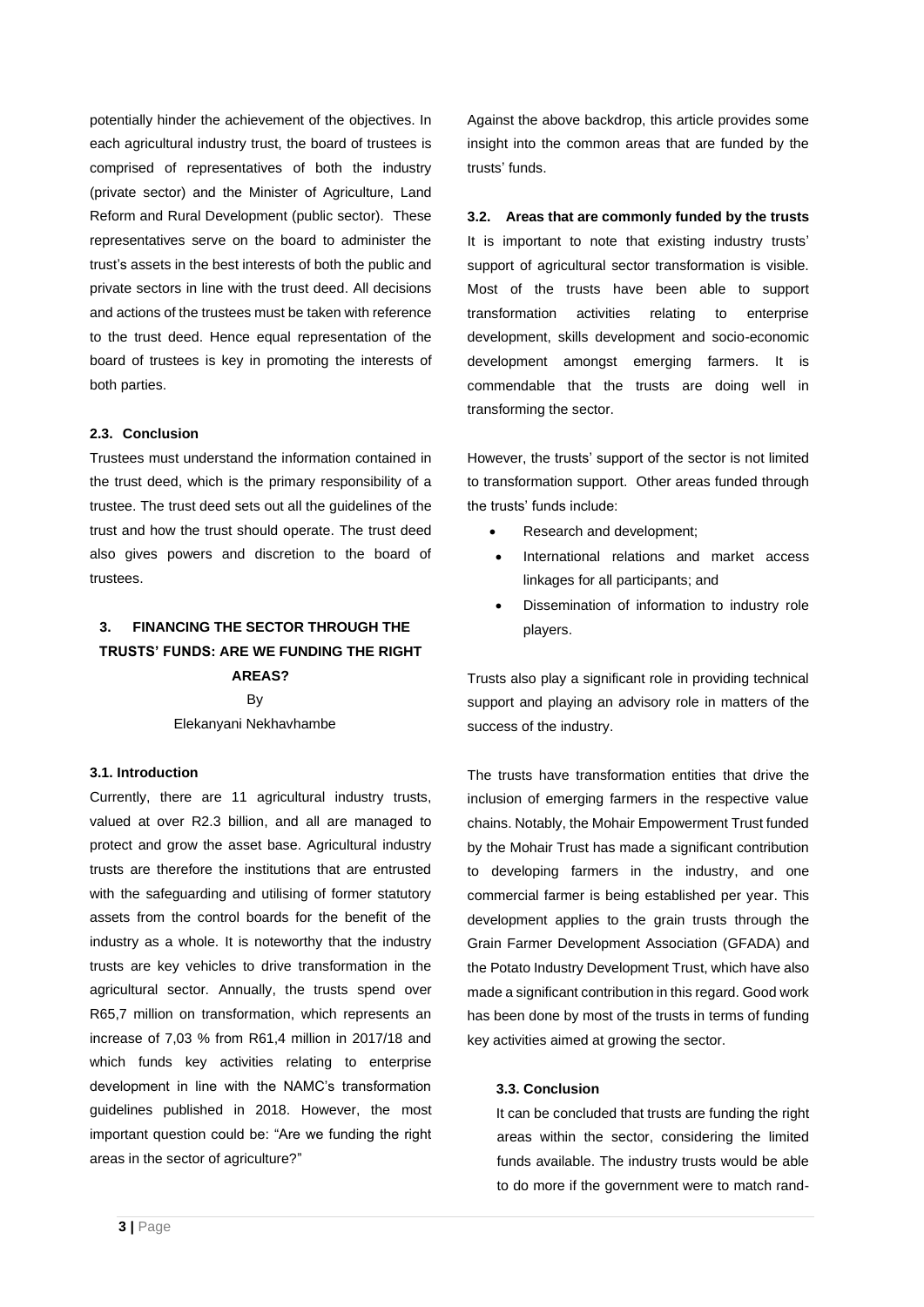potentially hinder the achievement of the objectives. In each agricultural industry trust, the board of trustees is comprised of representatives of both the industry (private sector) and the Minister of Agriculture, Land Reform and Rural Development (public sector). These representatives serve on the board to administer the trust's assets in the best interests of both the public and private sectors in line with the trust deed. All decisions and actions of the trustees must be taken with reference to the trust deed. Hence equal representation of the board of trustees is key in promoting the interests of both parties.

### 2.3. Conclusion

Trustees must understand the information contained in the trust deed, which is the primary responsibility of a trustee. The trust deed sets out all the guidelines of the trust and how the trust should operate. The trust deed also gives powers and discretion to the board of trustees.

## 3. FINANCING THE SECTOR THROUGH THE TRUSTS' FUNDS: ARE WE FUNDING THE RIGHT AREAS?

By

Elekanyani Nekhavhambe

### 3.1. Introduction

Currently, there are 11 agricultural industry trusts, valued at over R2.3 billion, and all are managed to protect and grow the asset base. Agricultural industry trusts are therefore the institutions that are entrusted with the safeguarding and utilising of former statutory assets from the control boards for the benefit of the industry as a whole. It is noteworthy that the industry trusts are key vehicles to drive transformation in the agricultural sector. Annually, the trusts spend over R65,7 million on transformation, which represents an increase of 7,03 % from R61,4 million in 2017/18 and which funds key activities relating to enterprise development in line with the NAMC's transformation guidelines published in 2018. However, the most important question could be: "Are we funding the right areas in the sector of agriculture?"

Against the above backdrop, this article provides some insight into the common areas that are funded by the trusts' funds.

### 3.2. Areas that are commonly funded by the trusts

It is important to note that existing industry trusts' support of agricultural sector transformation is visible. Most of the trusts have been able to support transformation activities relating to enterprise development, skills development and socio-economic development amongst emerging farmers. It is commendable that the trusts are doing well in transforming the sector.

However, the trusts' support of the sector is not limited to transformation support. Other areas funded through the trusts' funds include:

- Research and development;
- International relations and market access linkages for all participants; and
- Dissemination of information to industry role players.

Trusts also play a significant role in providing technical support and playing an advisory role in matters of the success of the industry.

The trusts have transformation entities that drive the inclusion of emerging farmers in the respective value chains. Notably, the Mohair Empowerment Trust funded by the Mohair Trust has made a significant contribution to developing farmers in the industry, and one commercial farmer is being established per year. This development applies to the grain trusts through the Grain Farmer Development Association (GFADA) and the Potato Industry Development Trust, which have also made a significant contribution in this regard. Good work has been done by most of the trusts in terms of funding key activities aimed at growing the sector.

### 3.3. Conclusion

It can be concluded that trusts are funding the right areas within the sector, considering the limited funds available. The industry trusts would be able to do more if the government were to match rand-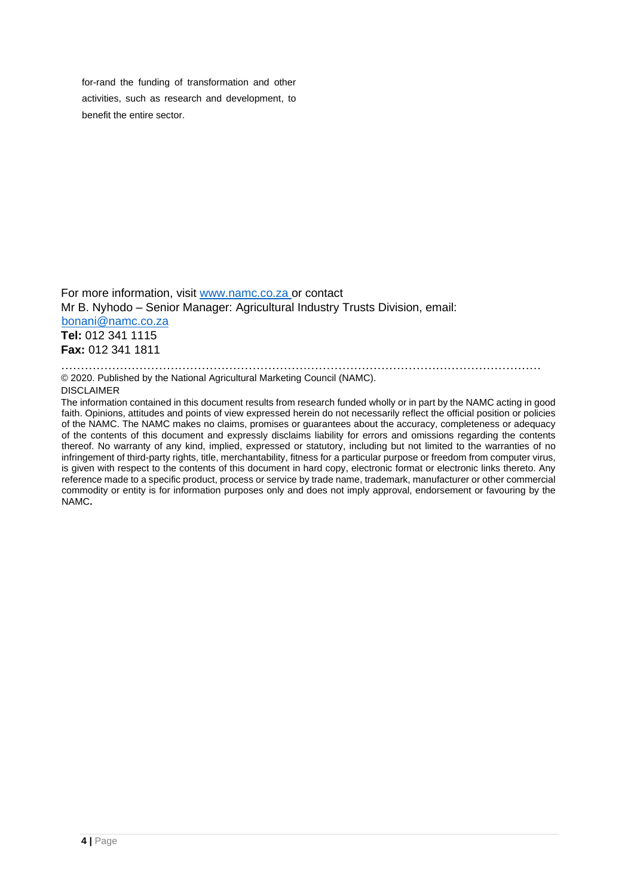for-rand the funding of transformation and other activities, such as research and development, to benefit the entire sector.

For more information, visit [www.namc.co.za](http://www.namc.co.za) or contact
Mr B. Nyhodo – Senior Manager: Agricultural Industry Trusts Division, email: [bonani@namc.co.za](mailto:bonani@namc.co.za)
**Tel:** 012 341 1115
**Fax:** 012 341 1811

………………………………………………………………………………………………………………

© 2020. Published by the National Agricultural Marketing Council (NAMC).

DISCLAIMER

The information contained in this document results from research funded wholly or in part by the NAMC acting in good faith. Opinions, attitudes and points of view expressed herein do not necessarily reflect the official position or policies of the NAMC. The NAMC makes no claims, promises or guarantees about the accuracy, completeness or adequacy of the contents of this document and expressly disclaims liability for errors and omissions regarding the contents thereof. No warranty of any kind, implied, expressed or statutory, including but not limited to the warranties of no infringement of third-party rights, title, merchantability, fitness for a particular purpose or freedom from computer virus, is given with respect to the contents of this document in hard copy, electronic format or electronic links thereto. Any reference made to a specific product, process or service by trade name, trademark, manufacturer or other commercial commodity or entity is for information purposes only and does not imply approval, endorsement or favouring by the NAMC.